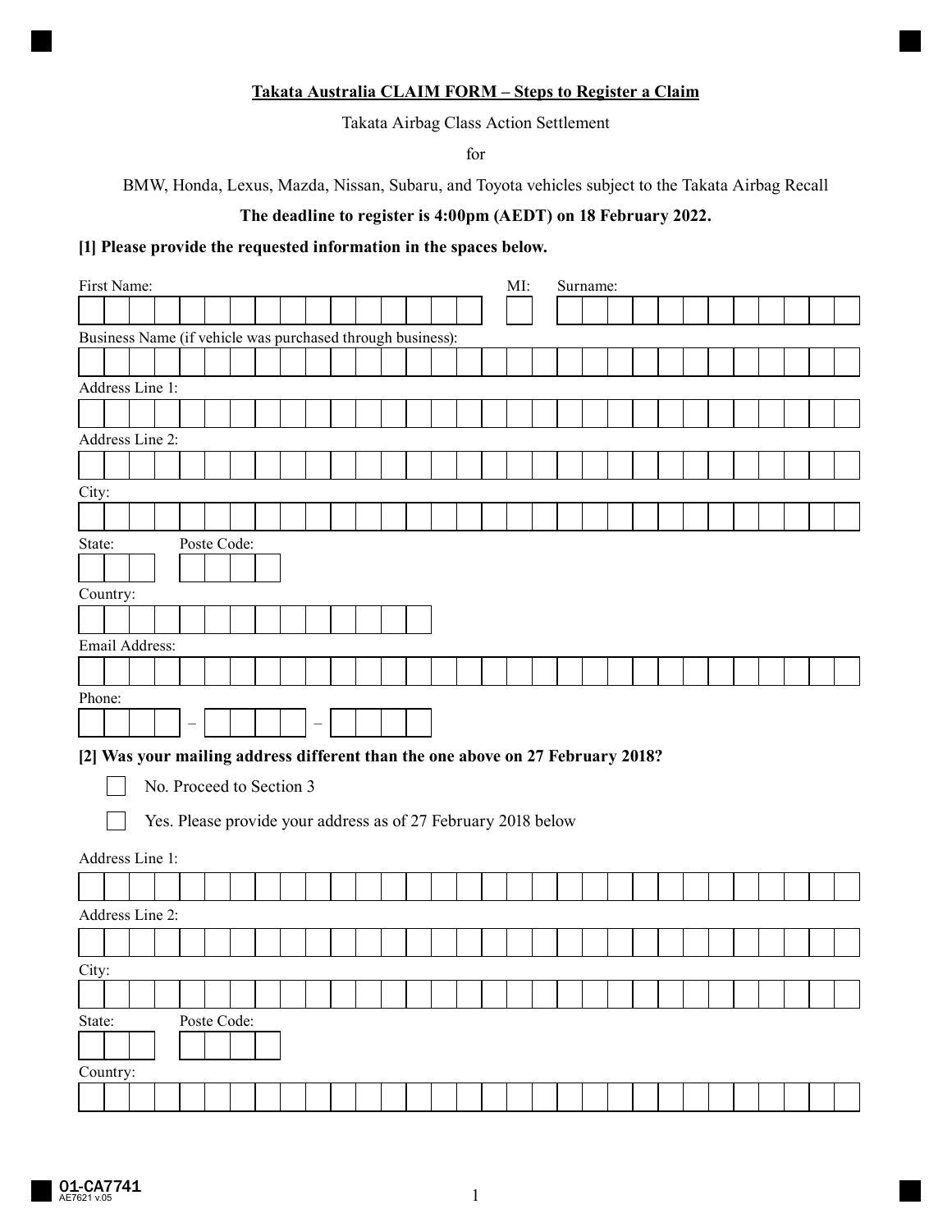# Takata Australia CLAIM FORM – Steps to Register a Claim

Takata Airbag Class Action Settlement

for

BMW, Honda, Lexus, Mazda, Nissan, Subaru, and Toyota vehicles subject to the Takata Airbag Recall

**The deadline to register is 4:00pm (AEDT) on 18 February 2022.**

**[1] Please provide the requested information in the spaces below.**

First Name: ______________________ MI: ___ Surname: ______________________

Business Name (if vehicle was purchased through business): ______________________

Address Line 1: ______________________

Address Line 2: ______________________

City: ______________________

State: ___ Poste Code: ____

Country: ______________________

Email Address: ______________________

Phone: ____ – ____ – ____

**[2] Was your mailing address different than the one above on 27 February 2018?**

- [ ] No. Proceed to Section 3
- [ ] Yes. Please provide your address as of 27 February 2018 below

Address Line 1: ______________________

Address Line 2: ______________________

City: ______________________

State: ___ Poste Code: ____

Country: ______________________

01-CA7741
AE7621 v.05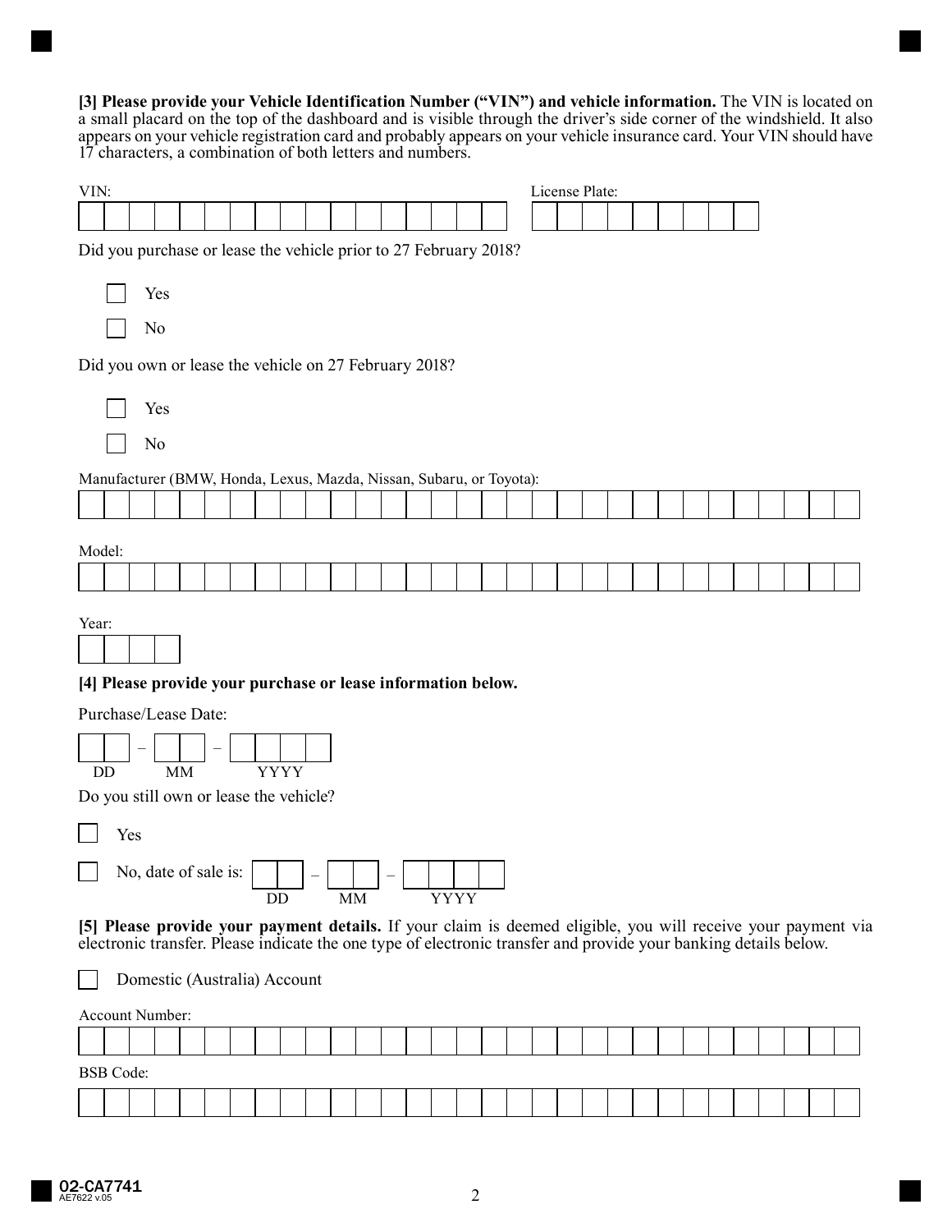**[3] Please provide your Vehicle Identification Number ("VIN") and vehicle information.** The VIN is located on a small placard on the top of the dashboard and is visible through the driver's side corner of the windshield. It also appears on your vehicle registration card and probably appears on your vehicle insurance card. Your VIN should have 17 characters, a combination of both letters and numbers.

VIN: ____________________ License Plate: ____________________

Did you purchase or lease the vehicle prior to 27 February 2018?

- ☐ Yes
- ☐ No

Did you own or lease the vehicle on 27 February 2018?

- ☐ Yes
- ☐ No

Manufacturer (BMW, Honda, Lexus, Mazda, Nissan, Subaru, or Toyota): ____________________

Model: ____________________

Year: ________

**[4] Please provide your purchase or lease information below.**

Purchase/Lease Date: ___ – ___ – _____
DD MM YYYY

Do you still own or lease the vehicle?

- ☐ Yes
- ☐ No, date of sale is: ___ – ___ – _____
  DD MM YYYY

**[5] Please provide your payment details.** If your claim is deemed eligible, you will receive your payment via electronic transfer. Please indicate the one type of electronic transfer and provide your banking details below.

☐ Domestic (Australia) Account

Account Number: ____________________

BSB Code: ____________________

02-CA7741
AE7622 v.05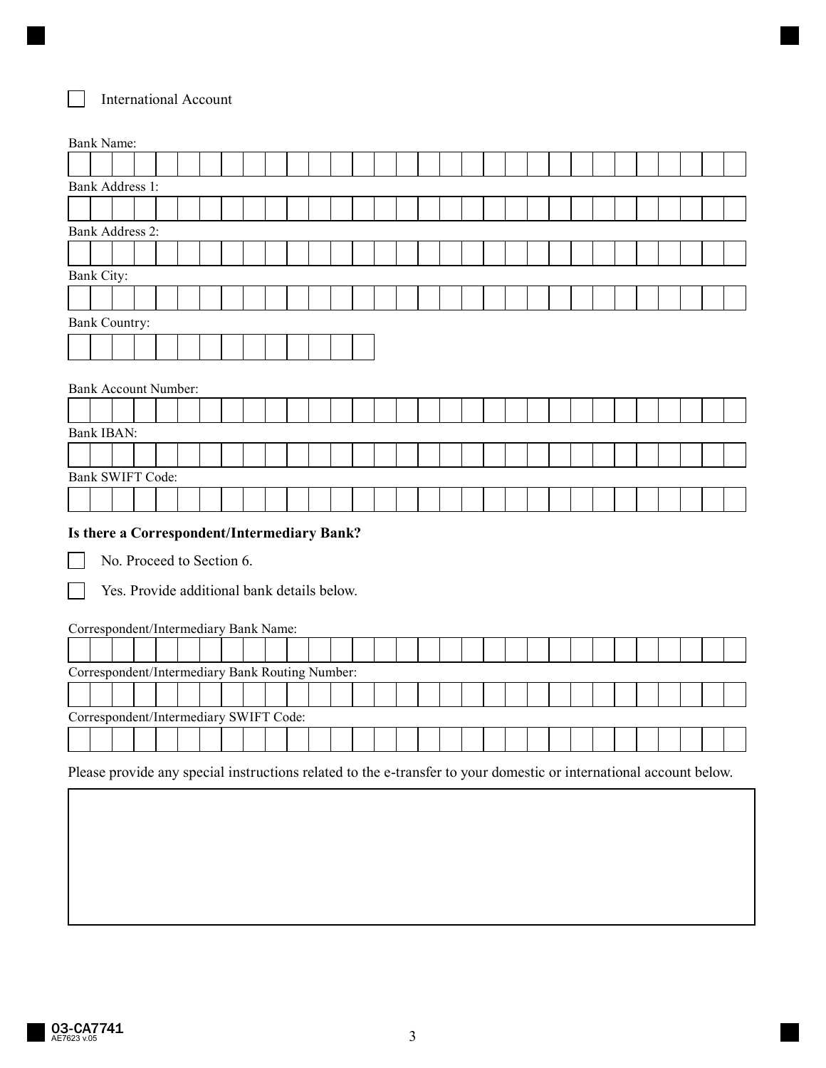☐ International Account

Bank Name:

Bank Address 1:

Bank Address 2:

Bank City:

Bank Country:

Bank Account Number:

Bank IBAN:

Bank SWIFT Code:

**Is there a Correspondent/Intermediary Bank?**

☐ No. Proceed to Section 6.

☐ Yes. Provide additional bank details below.

Correspondent/Intermediary Bank Name:

Correspondent/Intermediary Bank Routing Number:

Correspondent/Intermediary SWIFT Code:

Please provide any special instructions related to the e-transfer to your domestic or international account below.

03-CA7741
AE7623 v.05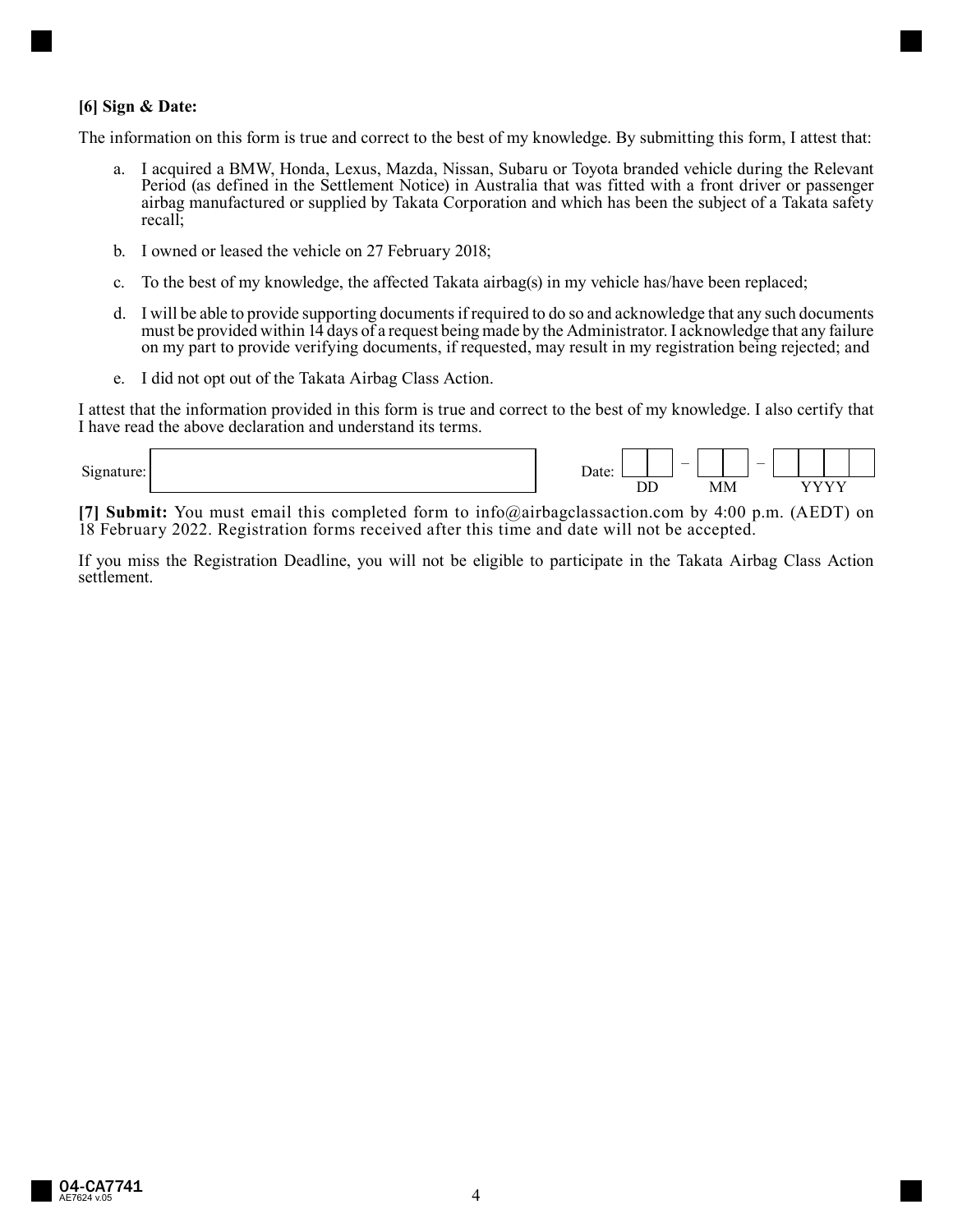**[6] Sign & Date:**

The information on this form is true and correct to the best of my knowledge. By submitting this form, I attest that:

a. I acquired a BMW, Honda, Lexus, Mazda, Nissan, Subaru or Toyota branded vehicle during the Relevant Period (as defined in the Settlement Notice) in Australia that was fitted with a front driver or passenger airbag manufactured or supplied by Takata Corporation and which has been the subject of a Takata safety recall;

b. I owned or leased the vehicle on 27 February 2018;

c. To the best of my knowledge, the affected Takata airbag(s) in my vehicle has/have been replaced;

d. I will be able to provide supporting documents if required to do so and acknowledge that any such documents must be provided within 14 days of a request being made by the Administrator. I acknowledge that any failure on my part to provide verifying documents, if requested, may result in my registration being rejected; and

e. I did not opt out of the Takata Airbag Class Action.

I attest that the information provided in this form is true and correct to the best of my knowledge. I also certify that I have read the above declaration and understand its terms.

Signature: ____________________ Date: __ __ – __ __ – __ __ __ __
DD MM YYYY

**[7] Submit:** You must email this completed form to info@airbagclassaction.com by 4:00 p.m. (AEDT) on 18 February 2022. Registration forms received after this time and date will not be accepted.

If you miss the Registration Deadline, you will not be eligible to participate in the Takata Airbag Class Action settlement.

04-CA7741
AE7624 v.05